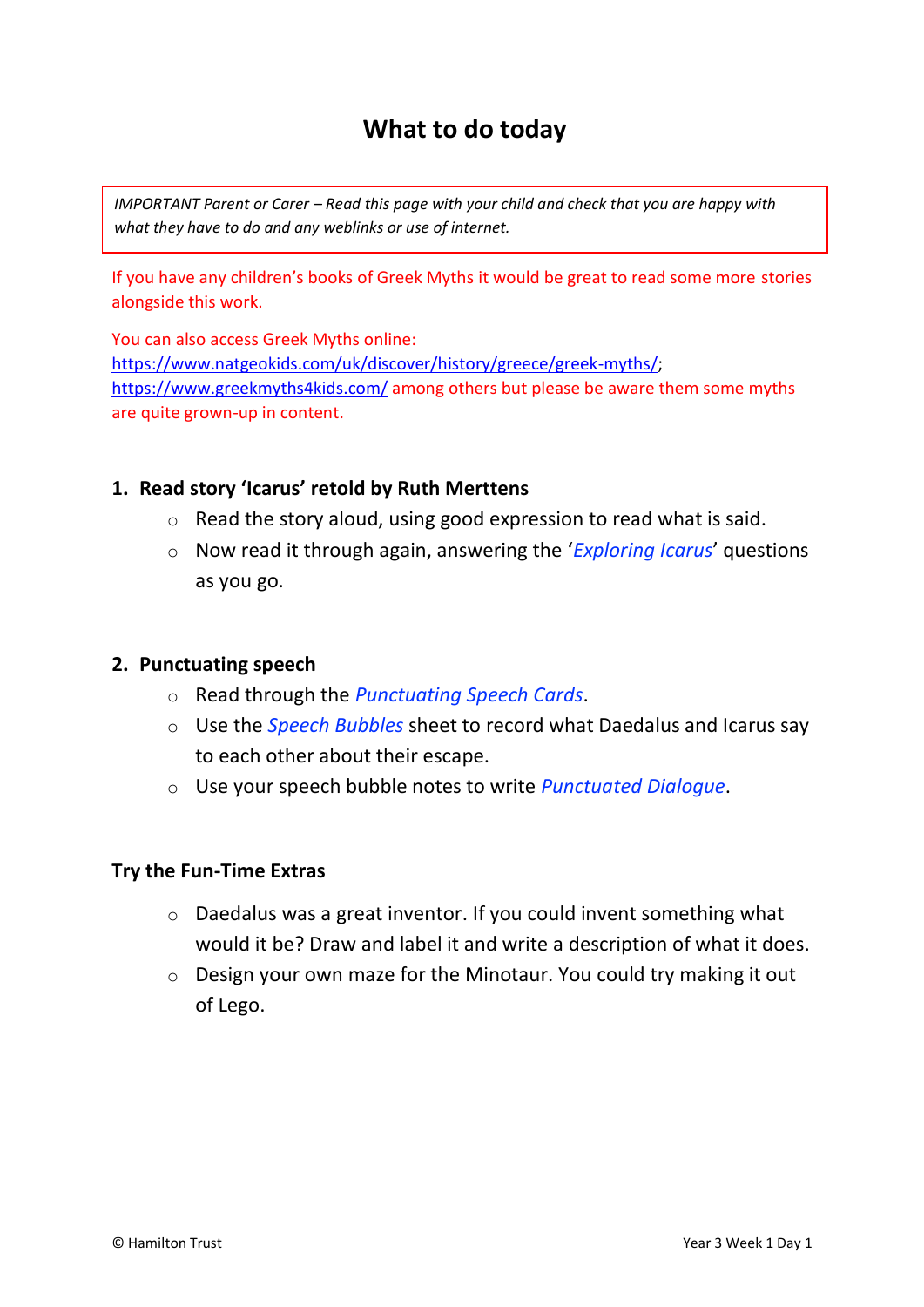# What to do today

*IMPORTANT Parent or Carer – Read this page with your child and check that you are happy with what they have to do and any weblinks or use of internet.*

If you have any children's books of Greek Myths it would be great to read some more stories alongside this work.

You can also access Greek Myths online:
https://www.natgeokids.com/uk/discover/history/greece/greek-myths/;
https://www.greekmyths4kids.com/ among others but please be aware them some myths are quite grown-up in content.

### 1. Read story 'Icarus' retold by Ruth Merttens

- Read the story aloud, using good expression to read what is said.
- Now read it through again, answering the '*Exploring Icarus*' questions as you go.

### 2. Punctuating speech

- Read through the *Punctuating Speech Cards*.
- Use the *Speech Bubbles* sheet to record what Daedalus and Icarus say to each other about their escape.
- Use your speech bubble notes to write *Punctuated Dialogue*.

### Try the Fun-Time Extras

- Daedalus was a great inventor. If you could invent something what would it be? Draw and label it and write a description of what it does.
- Design your own maze for the Minotaur. You could try making it out of Lego.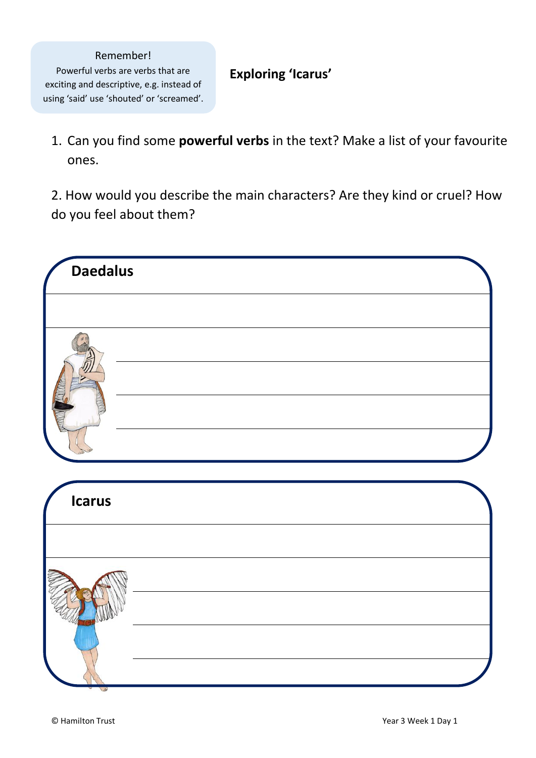Remember!
Powerful verbs are verbs that are exciting and descriptive, e.g. instead of using 'said' use 'shouted' or 'screamed'.

## Exploring 'Icarus'

1. Can you find some **powerful verbs** in the text? Make a list of your favourite ones.

2. How would you describe the main characters? Are they kind or cruel? How do you feel about them?

### Daedalus

### Icarus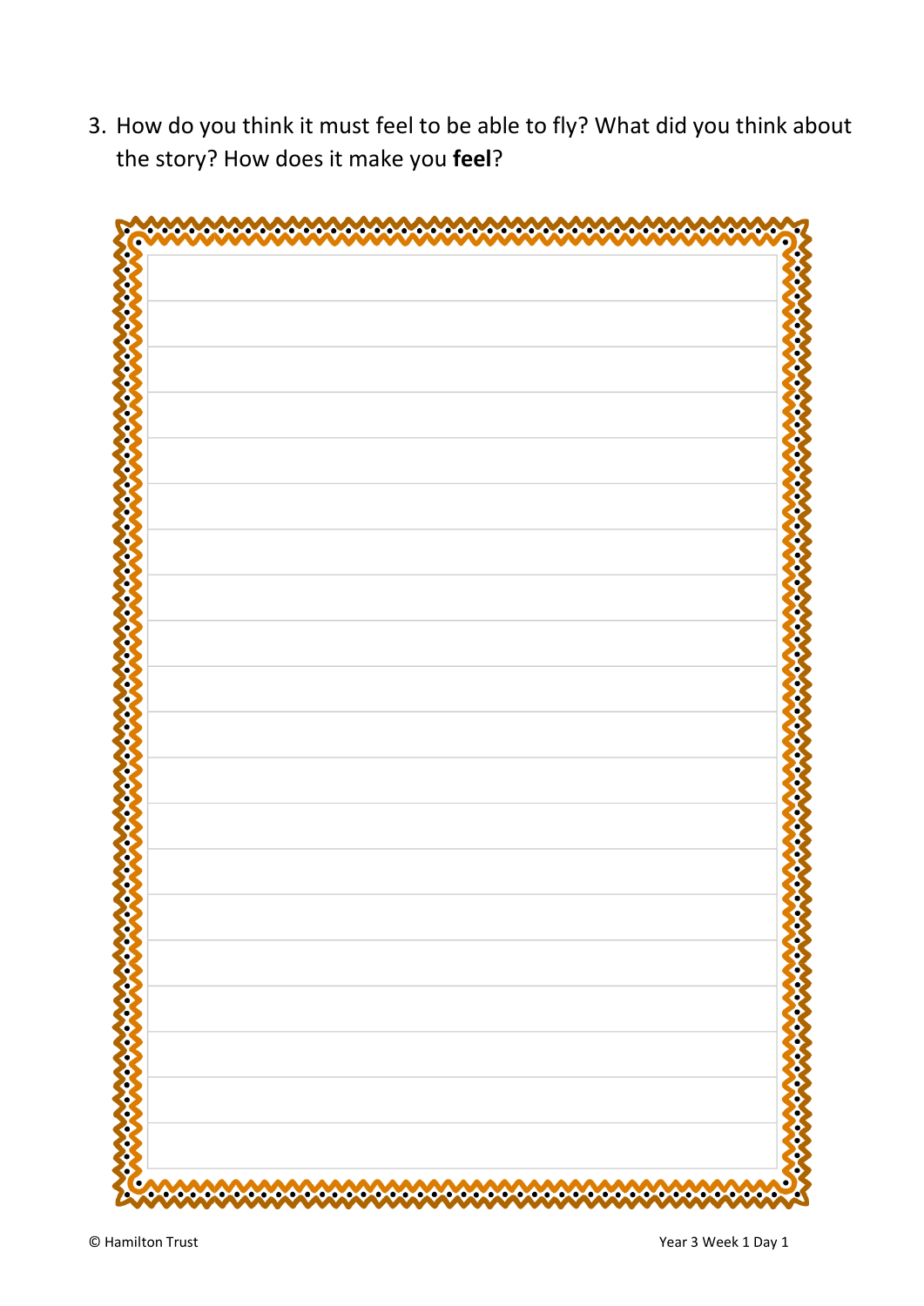3. How do you think it must feel to be able to fly? What did you think about the story? How does it make you **feel**?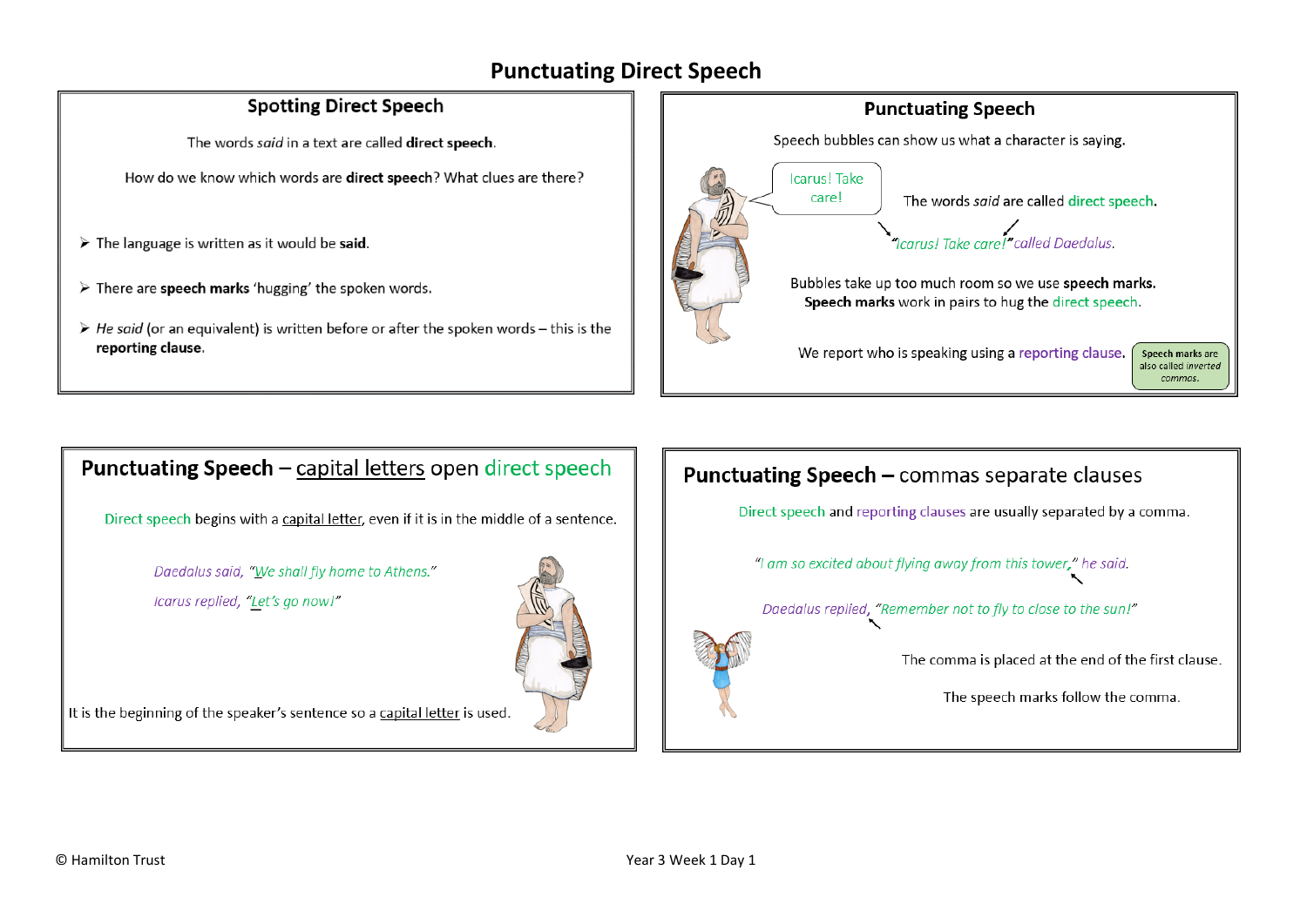# Punctuating Direct Speech

## Spotting Direct Speech

The words *said* in a text are called **direct speech**.

How do we know which words are **direct speech**? What clues are there?

- The language is written as it would be **said**.
- There are **speech marks** 'hugging' the spoken words.
- *He said* (or an equivalent) is written before or after the spoken words – this is the **reporting clause**.

## Punctuating Speech

Speech bubbles can show us what a character is saying.

Icarus! Take care!

The words *said* are called direct speech.

*"Icarus! Take care!" called Daedalus.*

Bubbles take up too much room so we use **speech marks**.
**Speech marks** work in pairs to hug the direct speech.

We report who is speaking using a reporting clause.

Speech marks are also called *inverted commas.*

## Punctuating Speech – capital letters open direct speech

Direct speech begins with a capital letter, even if it is in the middle of a sentence.

*Daedalus said, "We shall fly home to Athens."*

*Icarus replied, "Let's go now!"*

It is the beginning of the speaker's sentence so a capital letter is used.

## Punctuating Speech – commas separate clauses

Direct speech and reporting clauses are usually separated by a comma.

*"I am so excited about flying away from this tower," he said.*

*Daedalus replied, "Remember not to fly to close to the sun!"*

The comma is placed at the end of the first clause.

The speech marks follow the comma.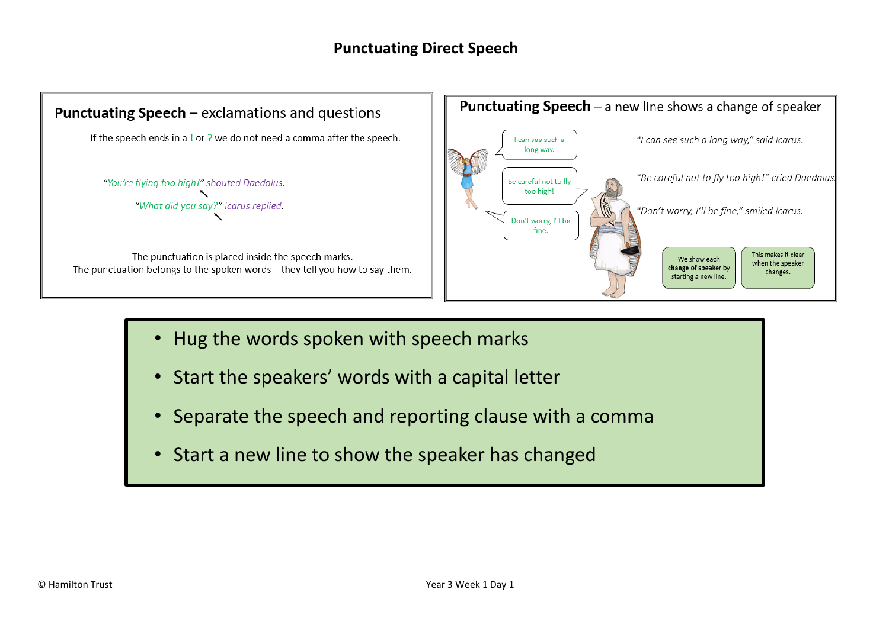# Punctuating Direct Speech

## Punctuating Speech – exclamations and questions

If the speech ends in a ! or ? we do not need a comma after the speech.

*"You're flying too high!" shouted Daedalus.*

*"What did you say?" Icarus replied.*

The punctuation is placed inside the speech marks.
The punctuation belongs to the spoken words – they tell you how to say them.

## Punctuating Speech – a new line shows a change of speaker

I can see such a long way.

Be careful not to fly too high!

Don't worry, I'll be fine.

*"I can see such a long way," said Icarus.*

*"Be careful not to fly too high!" cried Daedalus.*

*"Don't worry, I'll be fine," smiled Icarus.*

We show each **change of speaker** by starting a new line.

This makes it clear when the speaker changes.

- Hug the words spoken with speech marks
- Start the speakers' words with a capital letter
- Separate the speech and reporting clause with a comma
- Start a new line to show the speaker has changed

© Hamilton Trust

Year 3 Week 1 Day 1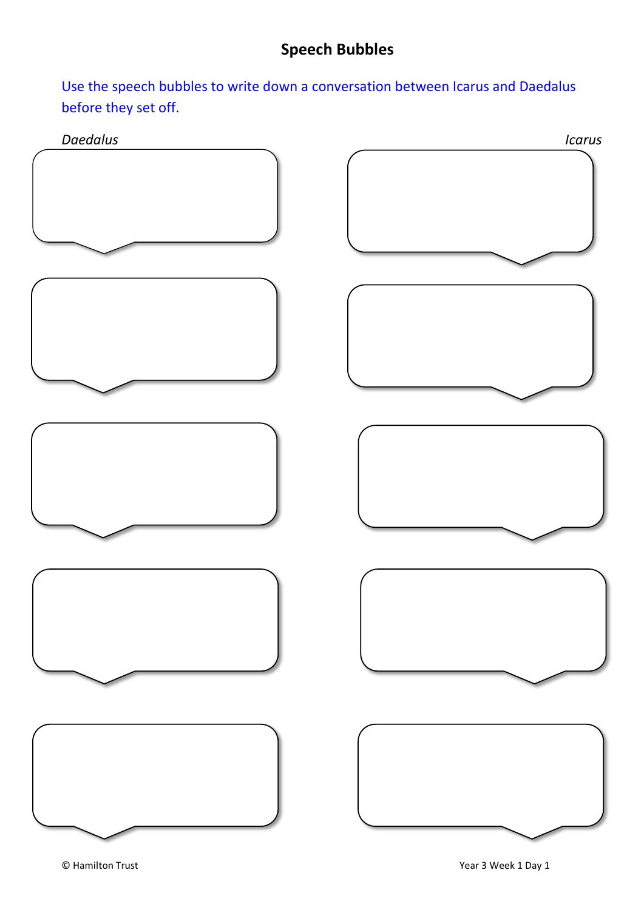## Speech Bubbles

Use the speech bubbles to write down a conversation between Icarus and Daedalus before they set off.

*Daedalus*

*Icarus*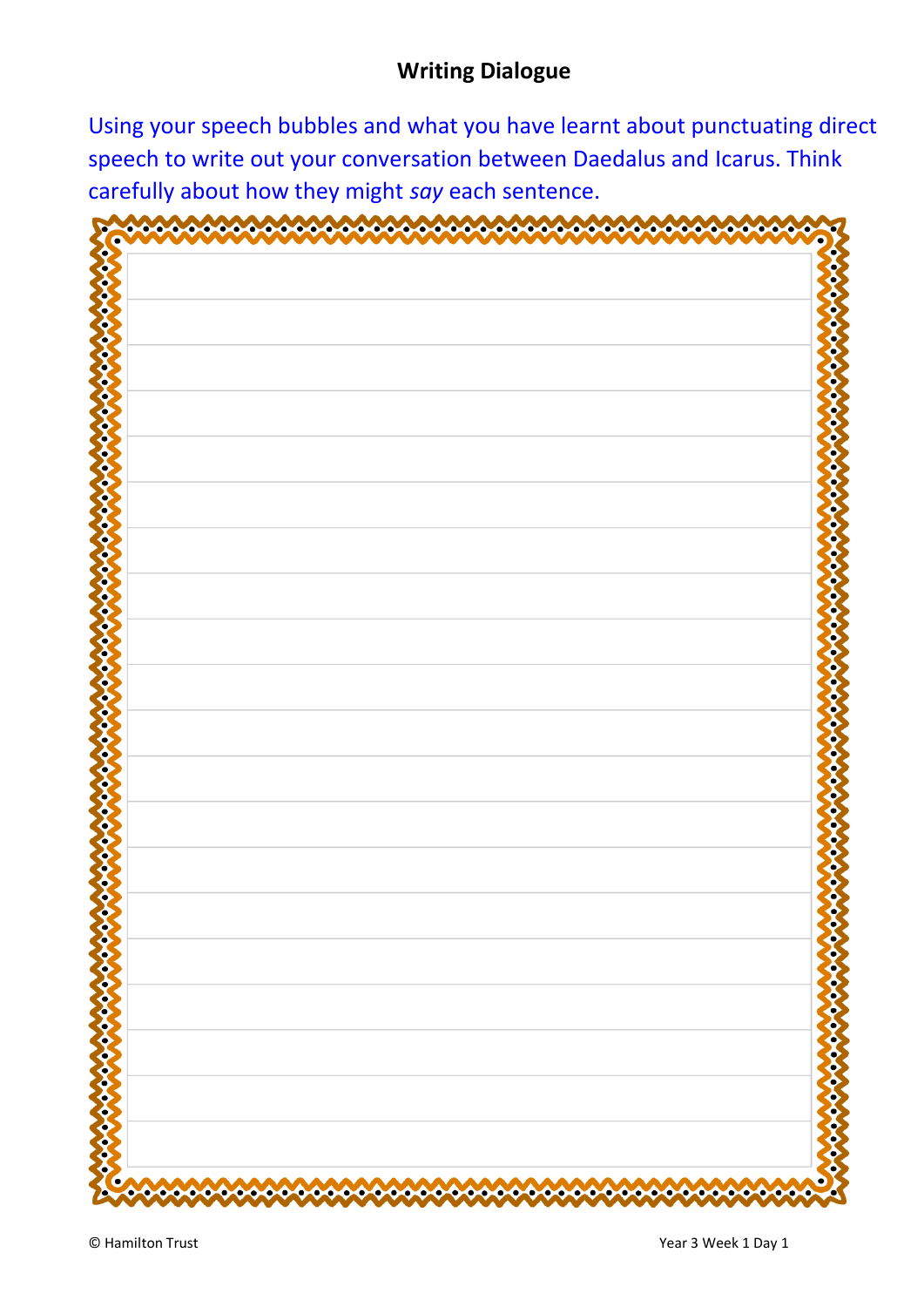# Writing Dialogue

Using your speech bubbles and what you have learnt about punctuating direct speech to write out your conversation between Daedalus and Icarus. Think carefully about how they might *say* each sentence.